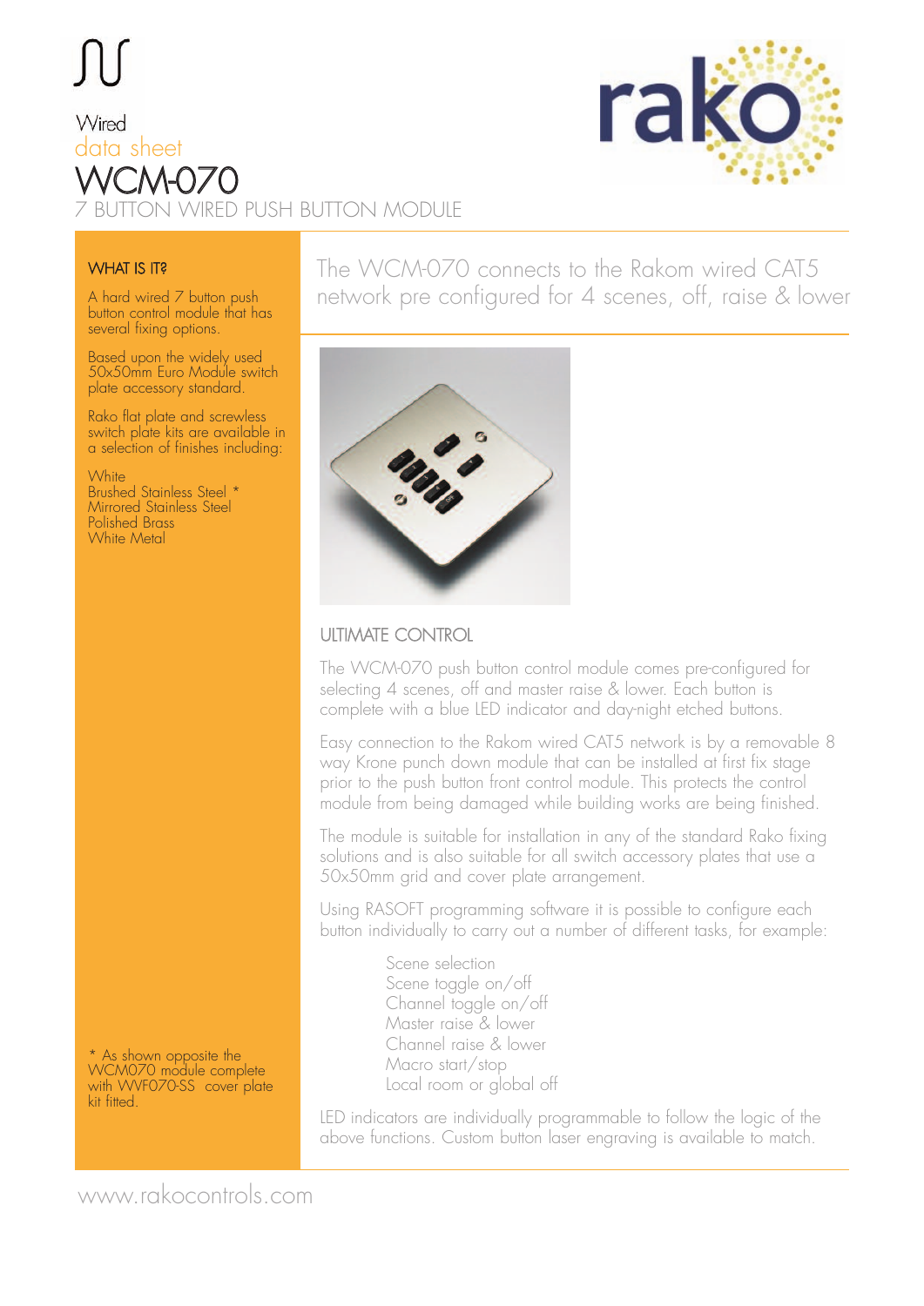Wired
data sheet

# WCM-070

## 7 BUTTON WIRED PUSH BUTTON MODULE

### WHAT IS IT?

A hard wired 7 button push button control module that has several fixing options.

Based upon the widely used 50x50mm Euro Module switch plate accessory standard.

Rako flat plate and screwless switch plate kits are available in a selection of finishes including:

White
Brushed Stainless Steel *
Mirrored Stainless Steel
Polished Brass
White Metal

\* As shown opposite the WCM070 module complete with WVF070-SS cover plate kit fitted.

The WCM-070 connects to the Rakom wired CAT5 network pre configured for 4 scenes, off, raise & lower

### ULTIMATE CONTROL

The WCM-070 push button control module comes pre-configured for selecting 4 scenes, off and master raise & lower. Each button is complete with a blue LED indicator and day-night etched buttons.

Easy connection to the Rakom wired CAT5 network is by a removable 8 way Krone punch down module that can be installed at first fix stage prior to the push button front control module. This protects the control module from being damaged while building works are being finished.

The module is suitable for installation in any of the standard Rako fixing solutions and is also suitable for all switch accessory plates that use a 50x50mm grid and cover plate arrangement.

Using RASOFT programming software it is possible to configure each button individually to carry out a number of different tasks, for example:

Scene selection
Scene toggle on/off
Channel toggle on/off
Master raise & lower
Channel raise & lower
Macro start/stop
Local room or global off

LED indicators are individually programmable to follow the logic of the above functions. Custom button laser engraving is available to match.

www.rakocontrols.com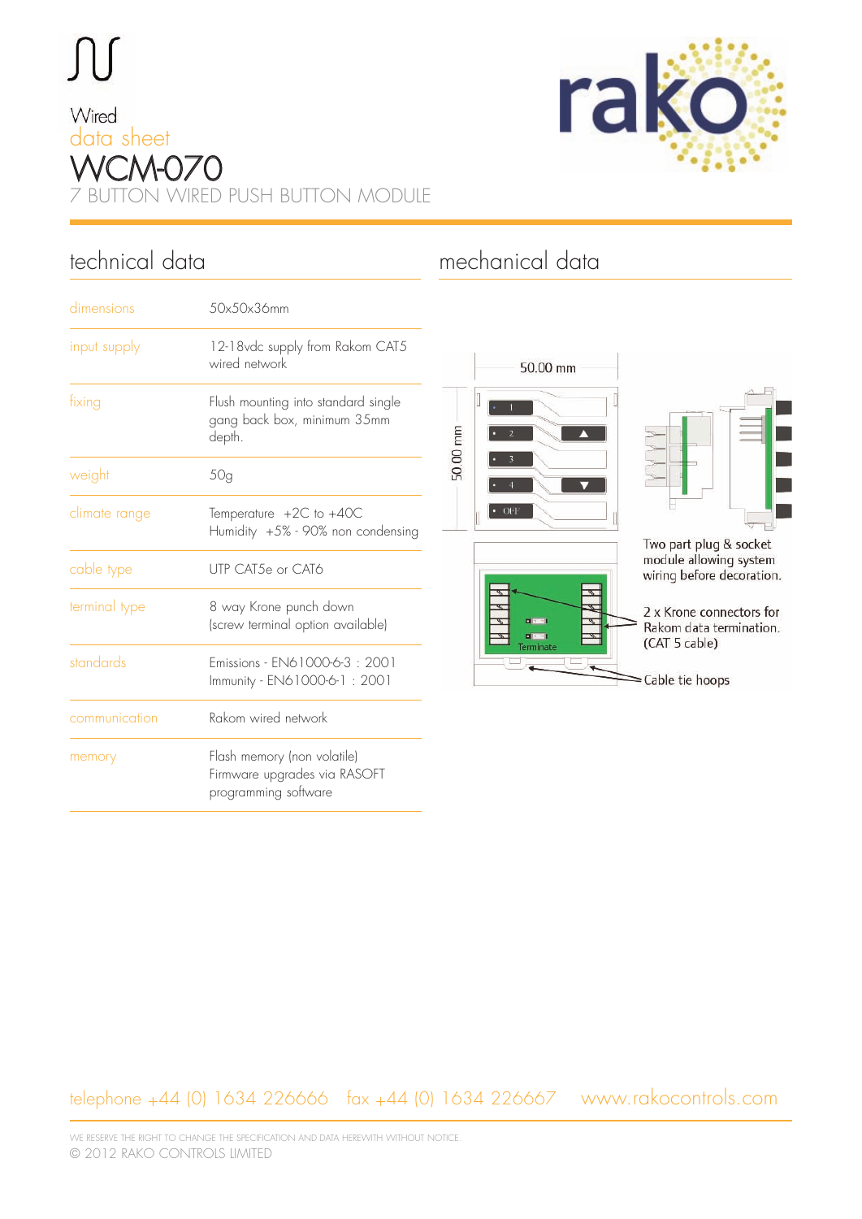Wired
data sheet

# WCM-070

## 7 BUTTON WIRED PUSH BUTTON MODULE

## technical data

| | |
|---|---|
| dimensions | 50x50x36mm |
| input supply | 12-18vdc supply from Rakom CAT5 wired network |
| fixing | Flush mounting into standard single gang back box, minimum 35mm depth. |
| weight | 50g |
| climate range | Temperature +2C to +40C<br>Humidity +5% - 90% non condensing |
| cable type | UTP CAT5e or CAT6 |
| terminal type | 8 way Krone punch down<br>(screw terminal option available) |
| standards | Emissions - EN61000-6-3 : 2001<br>Immunity - EN61000-6-1 : 2001 |
| communication | Rakom wired network |
| memory | Flash memory (non volatile)<br>Firmware upgrades via RASOFT programming software |

## mechanical data

50.00 mm

50.00 mm

1
2
3
4
OFF

Terminate

Two part plug & socket module allowing system wiring before decoration.

2 x Krone connectors for Rakom data termination. (CAT 5 cable)

Cable tie hoops

telephone +44 (0) 1634 226666 fax +44 (0) 1634 226667 www.rakocontrols.com

WE RESERVE THE RIGHT TO CHANGE THE SPECIFICATION AND DATA HEREWITH WITHOUT NOTICE.
© 2012 RAKO CONTROLS LIMITED